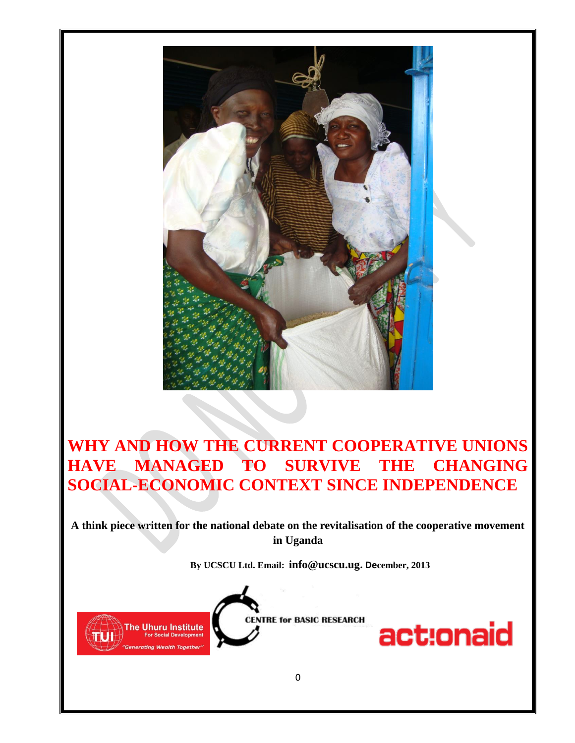# WHY AND HOW THE CURRENT COOPERATIVE UNIONS HAVE MANAGED TO SURVIVE THE CHANGING SOCIAL-ECONOMIC CONTEXT SINCE INDEPENDENCE

**A think piece written for the national debate on the revitalisation of the cooperative movement in Uganda**

**By UCSCU Ltd. Email: info@ucscu.ug. December, 2013**

The Uhuru Institute For Social Development "Generating Wealth Together"

CENTRE for BASIC RESEARCH

actionaid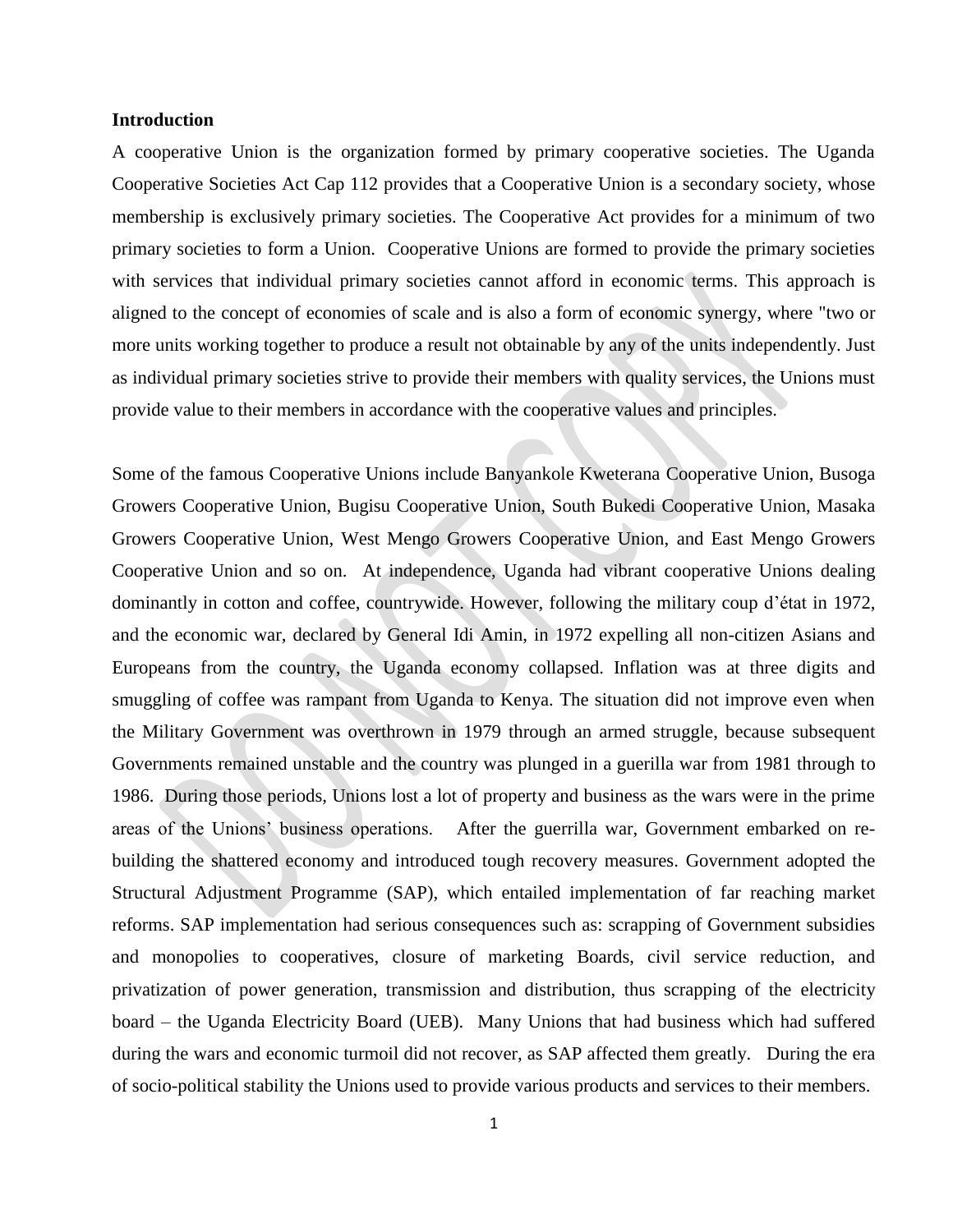**Introduction**

A cooperative Union is the organization formed by primary cooperative societies. The Uganda Cooperative Societies Act Cap 112 provides that a Cooperative Union is a secondary society, whose membership is exclusively primary societies. The Cooperative Act provides for a minimum of two primary societies to form a Union. Cooperative Unions are formed to provide the primary societies with services that individual primary societies cannot afford in economic terms. This approach is aligned to the concept of economies of scale and is also a form of economic synergy, where "two or more units working together to produce a result not obtainable by any of the units independently. Just as individual primary societies strive to provide their members with quality services, the Unions must provide value to their members in accordance with the cooperative values and principles.

Some of the famous Cooperative Unions include Banyankole Kweterana Cooperative Union, Busoga Growers Cooperative Union, Bugisu Cooperative Union, South Bukedi Cooperative Union, Masaka Growers Cooperative Union, West Mengo Growers Cooperative Union, and East Mengo Growers Cooperative Union and so on. At independence, Uganda had vibrant cooperative Unions dealing dominantly in cotton and coffee, countrywide. However, following the military coup d'état in 1972, and the economic war, declared by General Idi Amin, in 1972 expelling all non-citizen Asians and Europeans from the country, the Uganda economy collapsed. Inflation was at three digits and smuggling of coffee was rampant from Uganda to Kenya. The situation did not improve even when the Military Government was overthrown in 1979 through an armed struggle, because subsequent Governments remained unstable and the country was plunged in a guerilla war from 1981 through to 1986. During those periods, Unions lost a lot of property and business as the wars were in the prime areas of the Unions' business operations. After the guerrilla war, Government embarked on re-building the shattered economy and introduced tough recovery measures. Government adopted the Structural Adjustment Programme (SAP), which entailed implementation of far reaching market reforms. SAP implementation had serious consequences such as: scrapping of Government subsidies and monopolies to cooperatives, closure of marketing Boards, civil service reduction, and privatization of power generation, transmission and distribution, thus scrapping of the electricity board – the Uganda Electricity Board (UEB). Many Unions that had business which had suffered during the wars and economic turmoil did not recover, as SAP affected them greatly. During the era of socio-political stability the Unions used to provide various products and services to their members.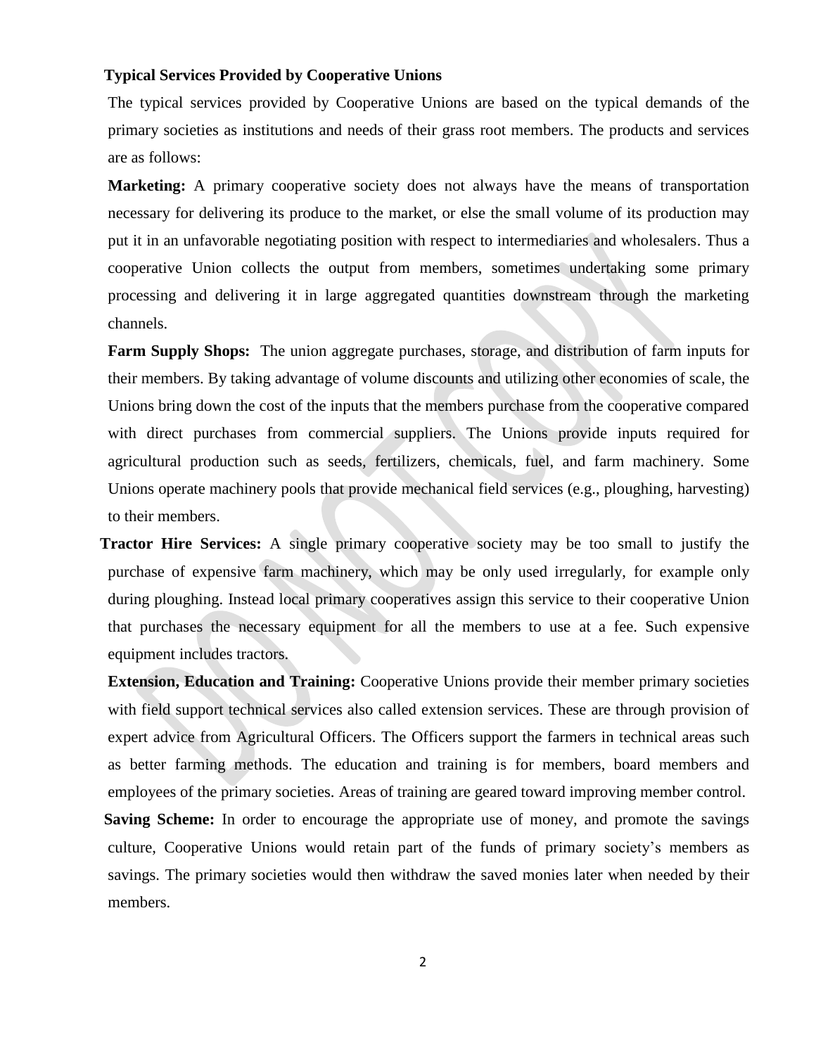**Typical Services Provided by Cooperative Unions**

The typical services provided by Cooperative Unions are based on the typical demands of the primary societies as institutions and needs of their grass root members. The products and services are as follows:

**Marketing:** A primary cooperative society does not always have the means of transportation necessary for delivering its produce to the market, or else the small volume of its production may put it in an unfavorable negotiating position with respect to intermediaries and wholesalers. Thus a cooperative Union collects the output from members, sometimes undertaking some primary processing and delivering it in large aggregated quantities downstream through the marketing channels.

**Farm Supply Shops:** The union aggregate purchases, storage, and distribution of farm inputs for their members. By taking advantage of volume discounts and utilizing other economies of scale, the Unions bring down the cost of the inputs that the members purchase from the cooperative compared with direct purchases from commercial suppliers. The Unions provide inputs required for agricultural production such as seeds, fertilizers, chemicals, fuel, and farm machinery. Some Unions operate machinery pools that provide mechanical field services (e.g., ploughing, harvesting) to their members.

**Tractor Hire Services:** A single primary cooperative society may be too small to justify the purchase of expensive farm machinery, which may be only used irregularly, for example only during ploughing. Instead local primary cooperatives assign this service to their cooperative Union that purchases the necessary equipment for all the members to use at a fee. Such expensive equipment includes tractors.

**Extension, Education and Training:** Cooperative Unions provide their member primary societies with field support technical services also called extension services. These are through provision of expert advice from Agricultural Officers. The Officers support the farmers in technical areas such as better farming methods. The education and training is for members, board members and employees of the primary societies. Areas of training are geared toward improving member control.

**Saving Scheme:** In order to encourage the appropriate use of money, and promote the savings culture, Cooperative Unions would retain part of the funds of primary society's members as savings. The primary societies would then withdraw the saved monies later when needed by their members.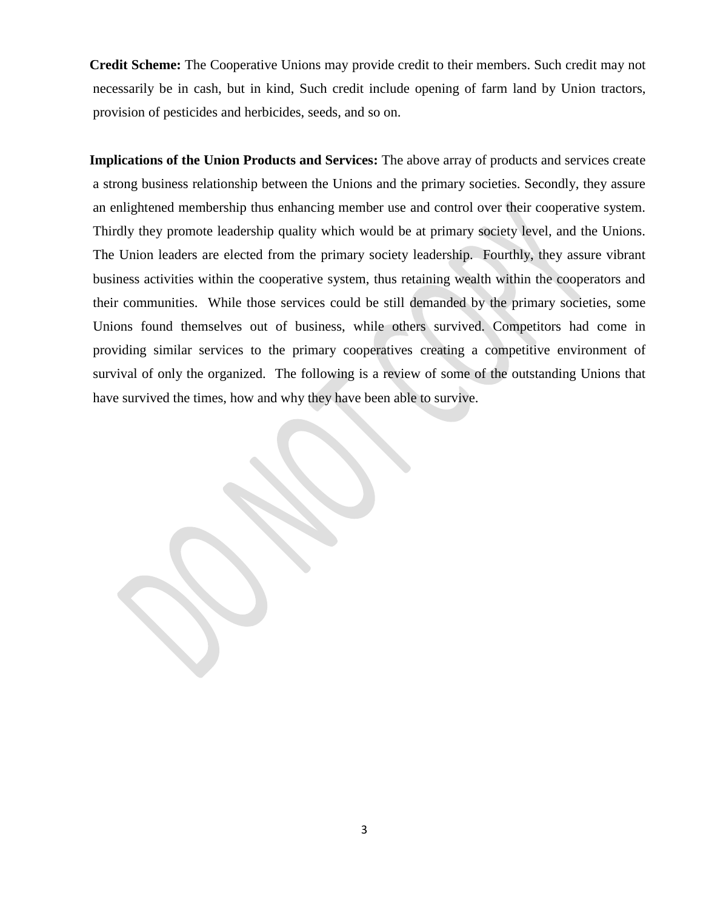**Credit Scheme:** The Cooperative Unions may provide credit to their members. Such credit may not necessarily be in cash, but in kind, Such credit include opening of farm land by Union tractors, provision of pesticides and herbicides, seeds, and so on.

**Implications of the Union Products and Services:** The above array of products and services create a strong business relationship between the Unions and the primary societies. Secondly, they assure an enlightened membership thus enhancing member use and control over their cooperative system. Thirdly they promote leadership quality which would be at primary society level, and the Unions. The Union leaders are elected from the primary society leadership. Fourthly, they assure vibrant business activities within the cooperative system, thus retaining wealth within the cooperators and their communities. While those services could be still demanded by the primary societies, some Unions found themselves out of business, while others survived. Competitors had come in providing similar services to the primary cooperatives creating a competitive environment of survival of only the organized. The following is a review of some of the outstanding Unions that have survived the times, how and why they have been able to survive.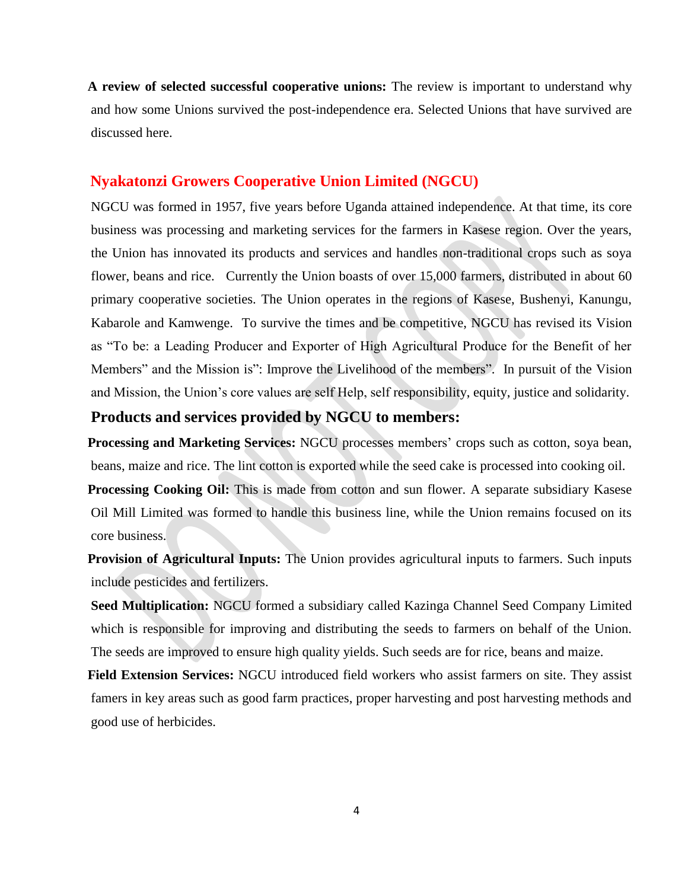**A review of selected successful cooperative unions:** The review is important to understand why and how some Unions survived the post-independence era. Selected Unions that have survived are discussed here.

## Nyakatonzi Growers Cooperative Union Limited (NGCU)

NGCU was formed in 1957, five years before Uganda attained independence. At that time, its core business was processing and marketing services for the farmers in Kasese region. Over the years, the Union has innovated its products and services and handles non-traditional crops such as soya flower, beans and rice. Currently the Union boasts of over 15,000 farmers, distributed in about 60 primary cooperative societies. The Union operates in the regions of Kasese, Bushenyi, Kanungu, Kabarole and Kamwenge. To survive the times and be competitive, NGCU has revised its Vision as "To be: a Leading Producer and Exporter of High Agricultural Produce for the Benefit of her Members" and the Mission is": Improve the Livelihood of the members". In pursuit of the Vision and Mission, the Union's core values are self Help, self responsibility, equity, justice and solidarity.

### Products and services provided by NGCU to members:

**Processing and Marketing Services:** NGCU processes members' crops such as cotton, soya bean, beans, maize and rice. The lint cotton is exported while the seed cake is processed into cooking oil.

**Processing Cooking Oil:** This is made from cotton and sun flower. A separate subsidiary Kasese Oil Mill Limited was formed to handle this business line, while the Union remains focused on its core business.

**Provision of Agricultural Inputs:** The Union provides agricultural inputs to farmers. Such inputs include pesticides and fertilizers.

**Seed Multiplication:** NGCU formed a subsidiary called Kazinga Channel Seed Company Limited which is responsible for improving and distributing the seeds to farmers on behalf of the Union. The seeds are improved to ensure high quality yields. Such seeds are for rice, beans and maize.

**Field Extension Services:** NGCU introduced field workers who assist farmers on site. They assist famers in key areas such as good farm practices, proper harvesting and post harvesting methods and good use of herbicides.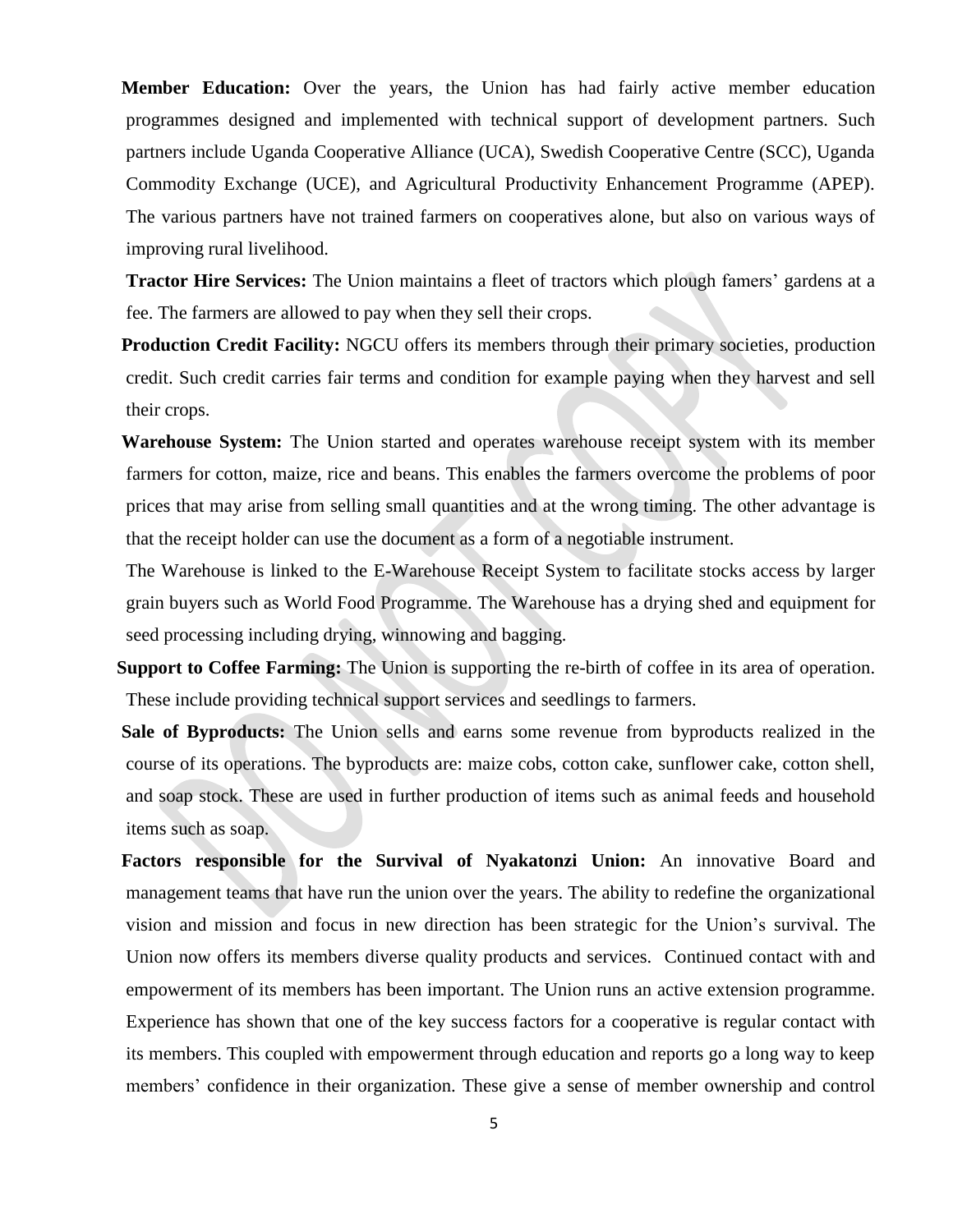**Member Education:** Over the years, the Union has had fairly active member education programmes designed and implemented with technical support of development partners. Such partners include Uganda Cooperative Alliance (UCA), Swedish Cooperative Centre (SCC), Uganda Commodity Exchange (UCE), and Agricultural Productivity Enhancement Programme (APEP). The various partners have not trained farmers on cooperatives alone, but also on various ways of improving rural livelihood.

**Tractor Hire Services:** The Union maintains a fleet of tractors which plough famers' gardens at a fee. The farmers are allowed to pay when they sell their crops.

**Production Credit Facility:** NGCU offers its members through their primary societies, production credit. Such credit carries fair terms and condition for example paying when they harvest and sell their crops.

**Warehouse System:** The Union started and operates warehouse receipt system with its member farmers for cotton, maize, rice and beans. This enables the farmers overcome the problems of poor prices that may arise from selling small quantities and at the wrong timing. The other advantage is that the receipt holder can use the document as a form of a negotiable instrument.

The Warehouse is linked to the E-Warehouse Receipt System to facilitate stocks access by larger grain buyers such as World Food Programme. The Warehouse has a drying shed and equipment for seed processing including drying, winnowing and bagging.

**Support to Coffee Farming:** The Union is supporting the re-birth of coffee in its area of operation. These include providing technical support services and seedlings to farmers.

**Sale of Byproducts:** The Union sells and earns some revenue from byproducts realized in the course of its operations. The byproducts are: maize cobs, cotton cake, sunflower cake, cotton shell, and soap stock. These are used in further production of items such as animal feeds and household items such as soap.

**Factors responsible for the Survival of Nyakatonzi Union:** An innovative Board and management teams that have run the union over the years. The ability to redefine the organizational vision and mission and focus in new direction has been strategic for the Union's survival. The Union now offers its members diverse quality products and services. Continued contact with and empowerment of its members has been important. The Union runs an active extension programme. Experience has shown that one of the key success factors for a cooperative is regular contact with its members. This coupled with empowerment through education and reports go a long way to keep members' confidence in their organization. These give a sense of member ownership and control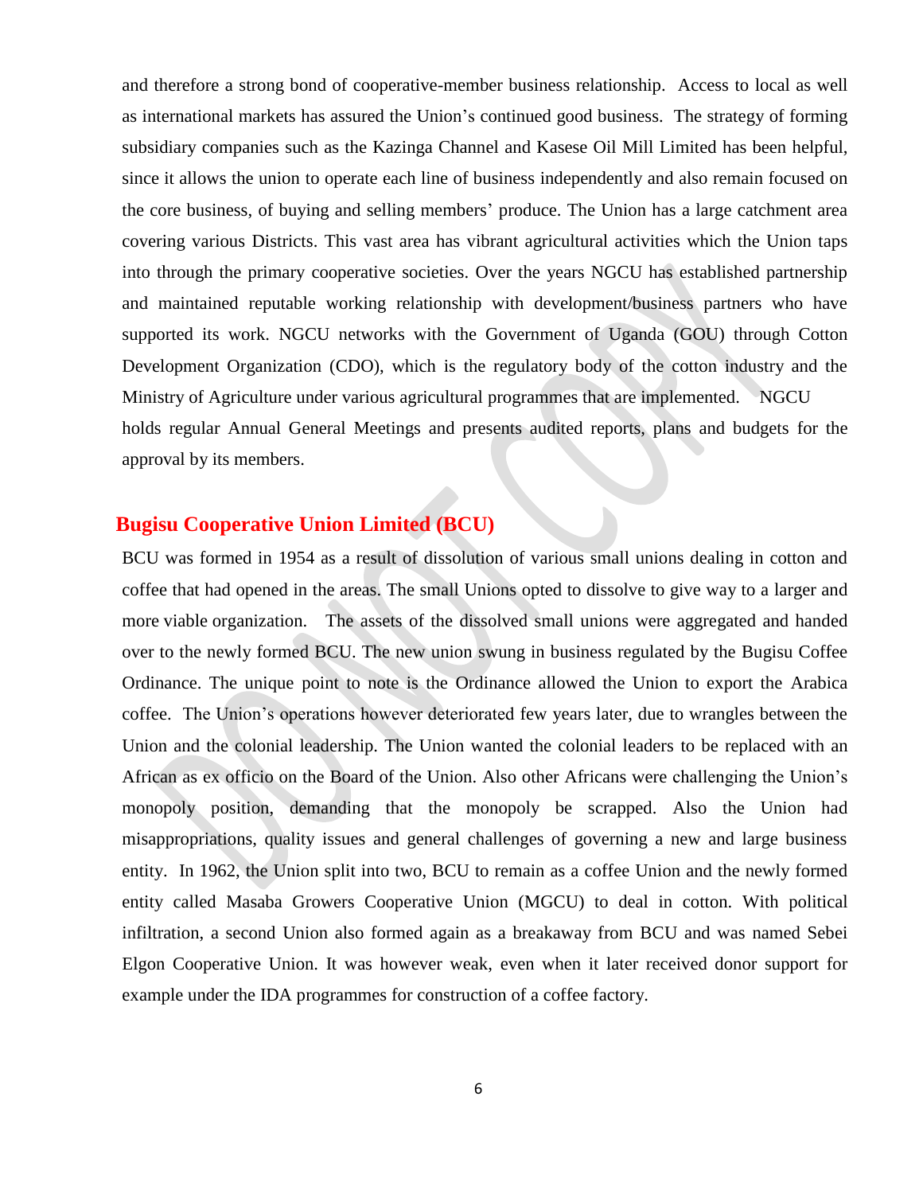and therefore a strong bond of cooperative-member business relationship. Access to local as well as international markets has assured the Union's continued good business. The strategy of forming subsidiary companies such as the Kazinga Channel and Kasese Oil Mill Limited has been helpful, since it allows the union to operate each line of business independently and also remain focused on the core business, of buying and selling members' produce. The Union has a large catchment area covering various Districts. This vast area has vibrant agricultural activities which the Union taps into through the primary cooperative societies. Over the years NGCU has established partnership and maintained reputable working relationship with development/business partners who have supported its work. NGCU networks with the Government of Uganda (GOU) through Cotton Development Organization (CDO), which is the regulatory body of the cotton industry and the Ministry of Agriculture under various agricultural programmes that are implemented. NGCU holds regular Annual General Meetings and presents audited reports, plans and budgets for the approval by its members.

## Bugisu Cooperative Union Limited (BCU)

BCU was formed in 1954 as a result of dissolution of various small unions dealing in cotton and coffee that had opened in the areas. The small Unions opted to dissolve to give way to a larger and more viable organization. The assets of the dissolved small unions were aggregated and handed over to the newly formed BCU. The new union swung in business regulated by the Bugisu Coffee Ordinance. The unique point to note is the Ordinance allowed the Union to export the Arabica coffee. The Union's operations however deteriorated few years later, due to wrangles between the Union and the colonial leadership. The Union wanted the colonial leaders to be replaced with an African as ex officio on the Board of the Union. Also other Africans were challenging the Union's monopoly position, demanding that the monopoly be scrapped. Also the Union had misappropriations, quality issues and general challenges of governing a new and large business entity. In 1962, the Union split into two, BCU to remain as a coffee Union and the newly formed entity called Masaba Growers Cooperative Union (MGCU) to deal in cotton. With political infiltration, a second Union also formed again as a breakaway from BCU and was named Sebei Elgon Cooperative Union. It was however weak, even when it later received donor support for example under the IDA programmes for construction of a coffee factory.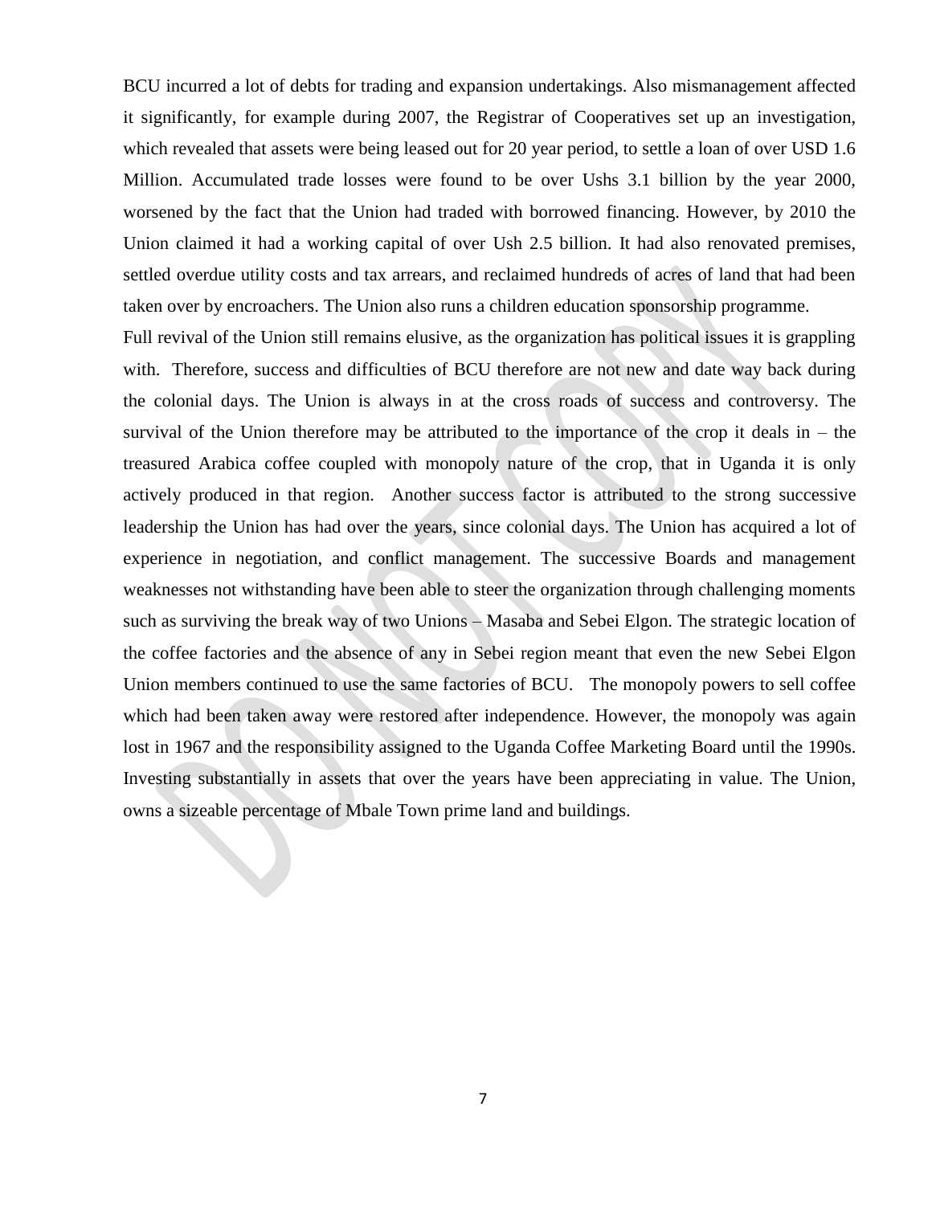BCU incurred a lot of debts for trading and expansion undertakings. Also mismanagement affected it significantly, for example during 2007, the Registrar of Cooperatives set up an investigation, which revealed that assets were being leased out for 20 year period, to settle a loan of over USD 1.6 Million. Accumulated trade losses were found to be over Ushs 3.1 billion by the year 2000, worsened by the fact that the Union had traded with borrowed financing. However, by 2010 the Union claimed it had a working capital of over Ush 2.5 billion. It had also renovated premises, settled overdue utility costs and tax arrears, and reclaimed hundreds of acres of land that had been taken over by encroachers. The Union also runs a children education sponsorship programme.

Full revival of the Union still remains elusive, as the organization has political issues it is grappling with. Therefore, success and difficulties of BCU therefore are not new and date way back during the colonial days. The Union is always in at the cross roads of success and controversy. The survival of the Union therefore may be attributed to the importance of the crop it deals in – the treasured Arabica coffee coupled with monopoly nature of the crop, that in Uganda it is only actively produced in that region. Another success factor is attributed to the strong successive leadership the Union has had over the years, since colonial days. The Union has acquired a lot of experience in negotiation, and conflict management. The successive Boards and management weaknesses not withstanding have been able to steer the organization through challenging moments such as surviving the break way of two Unions – Masaba and Sebei Elgon. The strategic location of the coffee factories and the absence of any in Sebei region meant that even the new Sebei Elgon Union members continued to use the same factories of BCU. The monopoly powers to sell coffee which had been taken away were restored after independence. However, the monopoly was again lost in 1967 and the responsibility assigned to the Uganda Coffee Marketing Board until the 1990s. Investing substantially in assets that over the years have been appreciating in value. The Union, owns a sizeable percentage of Mbale Town prime land and buildings.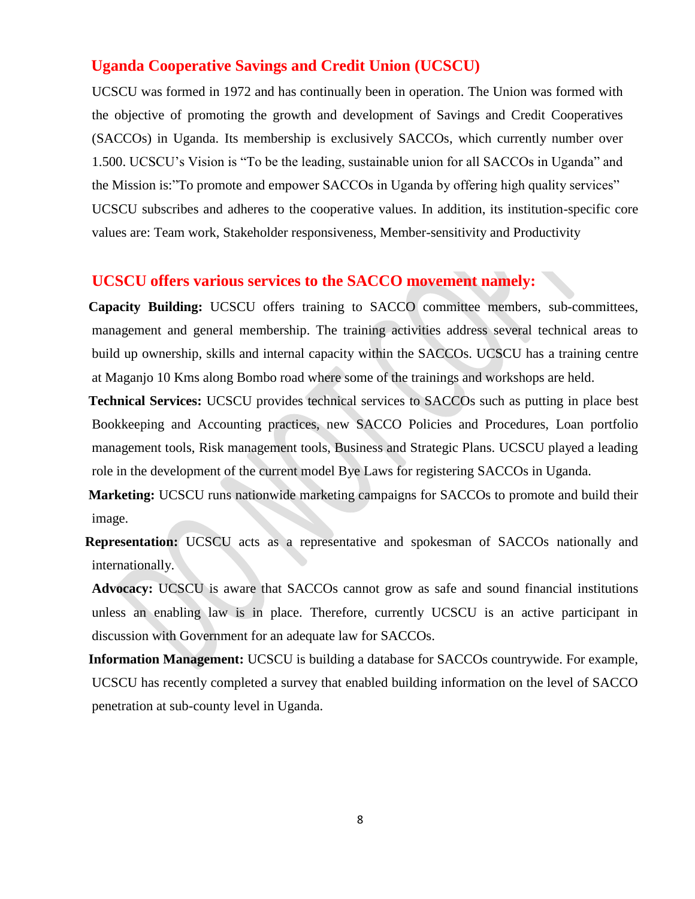## Uganda Cooperative Savings and Credit Union (UCSCU)

UCSCU was formed in 1972 and has continually been in operation. The Union was formed with the objective of promoting the growth and development of Savings and Credit Cooperatives (SACCOs) in Uganda. Its membership is exclusively SACCOs, which currently number over 1.500. UCSCU's Vision is "To be the leading, sustainable union for all SACCOs in Uganda" and the Mission is:"To promote and empower SACCOs in Uganda by offering high quality services" UCSCU subscribes and adheres to the cooperative values. In addition, its institution-specific core values are: Team work, Stakeholder responsiveness, Member-sensitivity and Productivity

## UCSCU offers various services to the SACCO movement namely:

**Capacity Building:** UCSCU offers training to SACCO committee members, sub-committees, management and general membership. The training activities address several technical areas to build up ownership, skills and internal capacity within the SACCOs. UCSCU has a training centre at Maganjo 10 Kms along Bombo road where some of the trainings and workshops are held.

**Technical Services:** UCSCU provides technical services to SACCOs such as putting in place best Bookkeeping and Accounting practices, new SACCO Policies and Procedures, Loan portfolio management tools, Risk management tools, Business and Strategic Plans. UCSCU played a leading role in the development of the current model Bye Laws for registering SACCOs in Uganda.

**Marketing:** UCSCU runs nationwide marketing campaigns for SACCOs to promote and build their image.

**Representation:** UCSCU acts as a representative and spokesman of SACCOs nationally and internationally.

**Advocacy:** UCSCU is aware that SACCOs cannot grow as safe and sound financial institutions unless an enabling law is in place. Therefore, currently UCSCU is an active participant in discussion with Government for an adequate law for SACCOs.

**Information Management:** UCSCU is building a database for SACCOs countrywide. For example, UCSCU has recently completed a survey that enabled building information on the level of SACCO penetration at sub-county level in Uganda.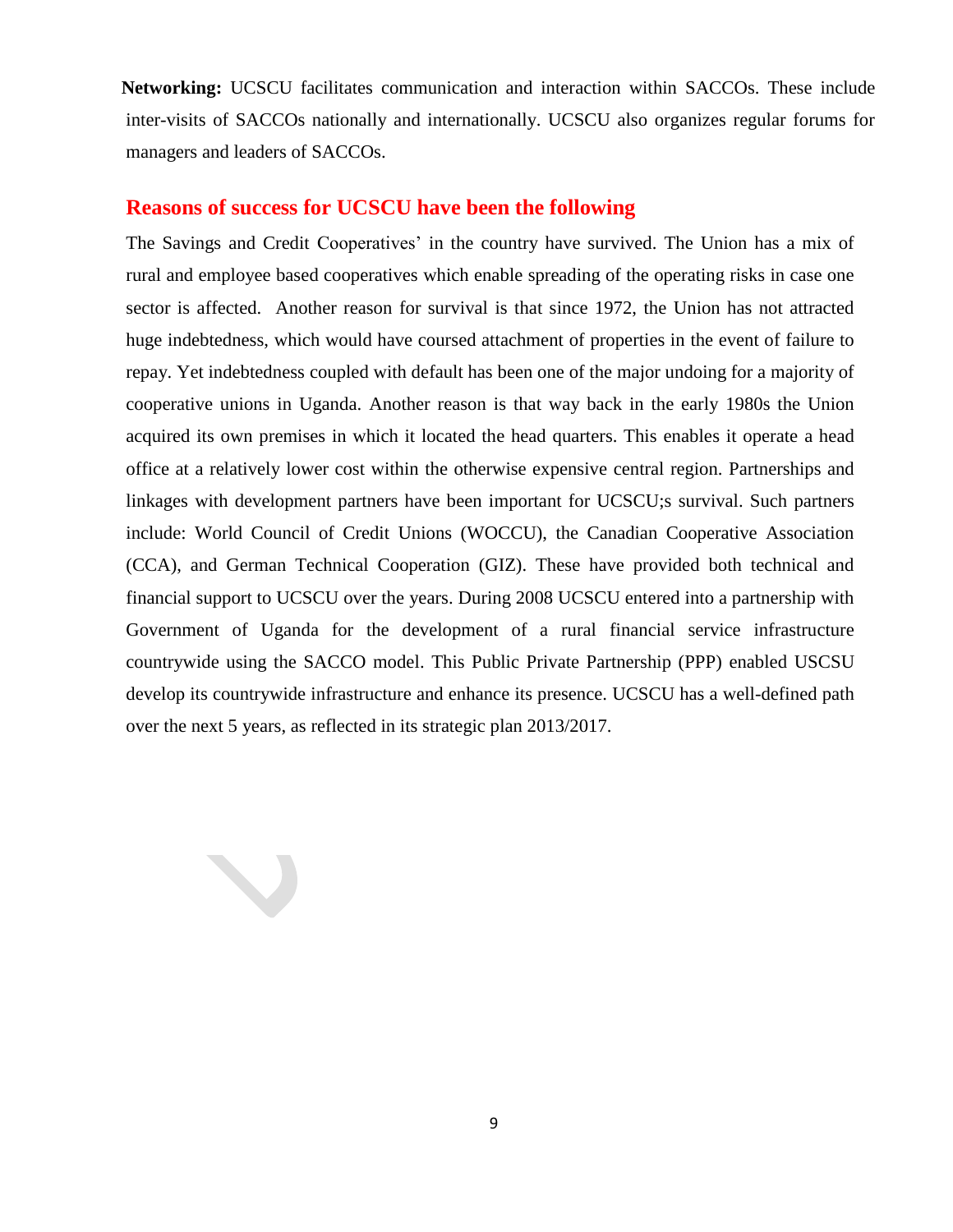**Networking:** UCSCU facilitates communication and interaction within SACCOs. These include inter-visits of SACCOs nationally and internationally. UCSCU also organizes regular forums for managers and leaders of SACCOs.

## Reasons of success for UCSCU have been the following

The Savings and Credit Cooperatives' in the country have survived. The Union has a mix of rural and employee based cooperatives which enable spreading of the operating risks in case one sector is affected. Another reason for survival is that since 1972, the Union has not attracted huge indebtedness, which would have coursed attachment of properties in the event of failure to repay. Yet indebtedness coupled with default has been one of the major undoing for a majority of cooperative unions in Uganda. Another reason is that way back in the early 1980s the Union acquired its own premises in which it located the head quarters. This enables it operate a head office at a relatively lower cost within the otherwise expensive central region. Partnerships and linkages with development partners have been important for UCSCU;s survival. Such partners include: World Council of Credit Unions (WOCCU), the Canadian Cooperative Association (CCA), and German Technical Cooperation (GIZ). These have provided both technical and financial support to UCSCU over the years. During 2008 UCSCU entered into a partnership with Government of Uganda for the development of a rural financial service infrastructure countrywide using the SACCO model. This Public Private Partnership (PPP) enabled USCSU develop its countrywide infrastructure and enhance its presence. UCSCU has a well-defined path over the next 5 years, as reflected in its strategic plan 2013/2017.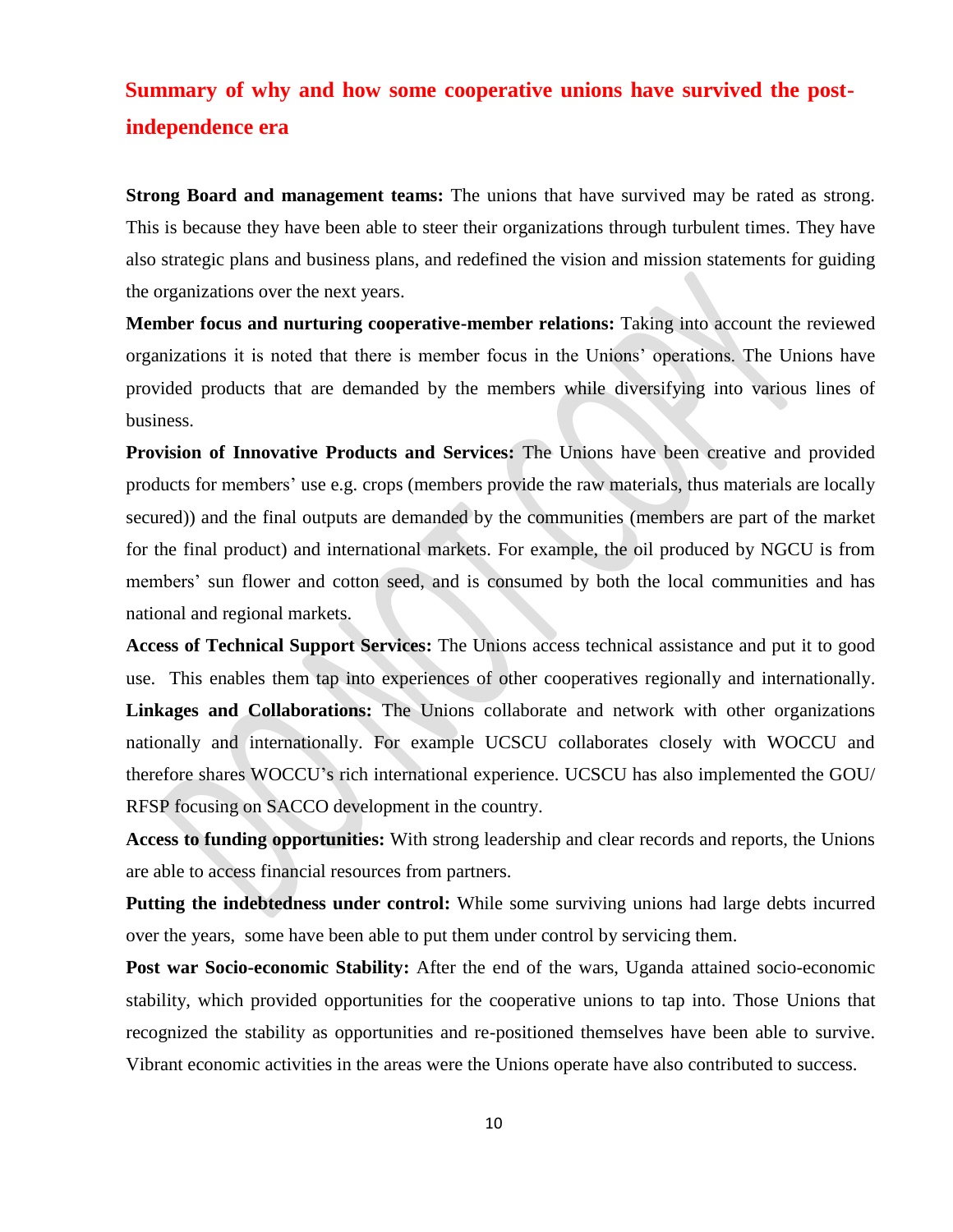## Summary of why and how some cooperative unions have survived the post-independence era

**Strong Board and management teams:** The unions that have survived may be rated as strong. This is because they have been able to steer their organizations through turbulent times. They have also strategic plans and business plans, and redefined the vision and mission statements for guiding the organizations over the next years.

**Member focus and nurturing cooperative-member relations:** Taking into account the reviewed organizations it is noted that there is member focus in the Unions' operations. The Unions have provided products that are demanded by the members while diversifying into various lines of business.

**Provision of Innovative Products and Services:** The Unions have been creative and provided products for members' use e.g. crops (members provide the raw materials, thus materials are locally secured)) and the final outputs are demanded by the communities (members are part of the market for the final product) and international markets. For example, the oil produced by NGCU is from members' sun flower and cotton seed, and is consumed by both the local communities and has national and regional markets.

**Access of Technical Support Services:** The Unions access technical assistance and put it to good use. This enables them tap into experiences of other cooperatives regionally and internationally.

**Linkages and Collaborations:** The Unions collaborate and network with other organizations nationally and internationally. For example UCSCU collaborates closely with WOCCU and therefore shares WOCCU's rich international experience. UCSCU has also implemented the GOU/ RFSP focusing on SACCO development in the country.

**Access to funding opportunities:** With strong leadership and clear records and reports, the Unions are able to access financial resources from partners.

**Putting the indebtedness under control:** While some surviving unions had large debts incurred over the years, some have been able to put them under control by servicing them.

**Post war Socio-economic Stability:** After the end of the wars, Uganda attained socio-economic stability, which provided opportunities for the cooperative unions to tap into. Those Unions that recognized the stability as opportunities and re-positioned themselves have been able to survive. Vibrant economic activities in the areas were the Unions operate have also contributed to success.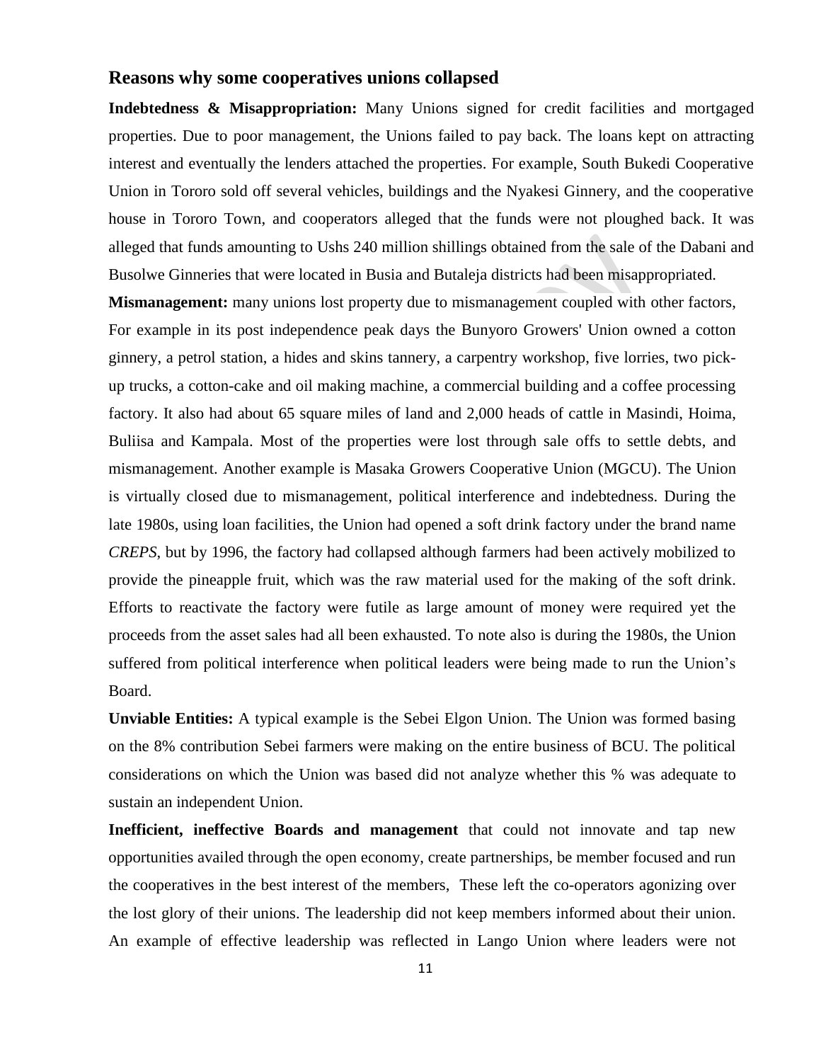## Reasons why some cooperatives unions collapsed

**Indebtedness & Misappropriation:** Many Unions signed for credit facilities and mortgaged properties. Due to poor management, the Unions failed to pay back. The loans kept on attracting interest and eventually the lenders attached the properties. For example, South Bukedi Cooperative Union in Tororo sold off several vehicles, buildings and the Nyakesi Ginnery, and the cooperative house in Tororo Town, and cooperators alleged that the funds were not ploughed back. It was alleged that funds amounting to Ushs 240 million shillings obtained from the sale of the Dabani and Busolwe Ginneries that were located in Busia and Butaleja districts had been misappropriated.

**Mismanagement:** many unions lost property due to mismanagement coupled with other factors, For example in its post independence peak days the Bunyoro Growers' Union owned a cotton ginnery, a petrol station, a hides and skins tannery, a carpentry workshop, five lorries, two pick-up trucks, a cotton-cake and oil making machine, a commercial building and a coffee processing factory. It also had about 65 square miles of land and 2,000 heads of cattle in Masindi, Hoima, Buliisa and Kampala. Most of the properties were lost through sale offs to settle debts, and mismanagement. Another example is Masaka Growers Cooperative Union (MGCU). The Union is virtually closed due to mismanagement, political interference and indebtedness. During the late 1980s, using loan facilities, the Union had opened a soft drink factory under the brand name *CREPS*, but by 1996, the factory had collapsed although farmers had been actively mobilized to provide the pineapple fruit, which was the raw material used for the making of the soft drink. Efforts to reactivate the factory were futile as large amount of money were required yet the proceeds from the asset sales had all been exhausted. To note also is during the 1980s, the Union suffered from political interference when political leaders were being made to run the Union's Board.

**Unviable Entities:** A typical example is the Sebei Elgon Union. The Union was formed basing on the 8% contribution Sebei farmers were making on the entire business of BCU. The political considerations on which the Union was based did not analyze whether this % was adequate to sustain an independent Union.

**Inefficient, ineffective Boards and management** that could not innovate and tap new opportunities availed through the open economy, create partnerships, be member focused and run the cooperatives in the best interest of the members, These left the co-operators agonizing over the lost glory of their unions. The leadership did not keep members informed about their union. An example of effective leadership was reflected in Lango Union where leaders were not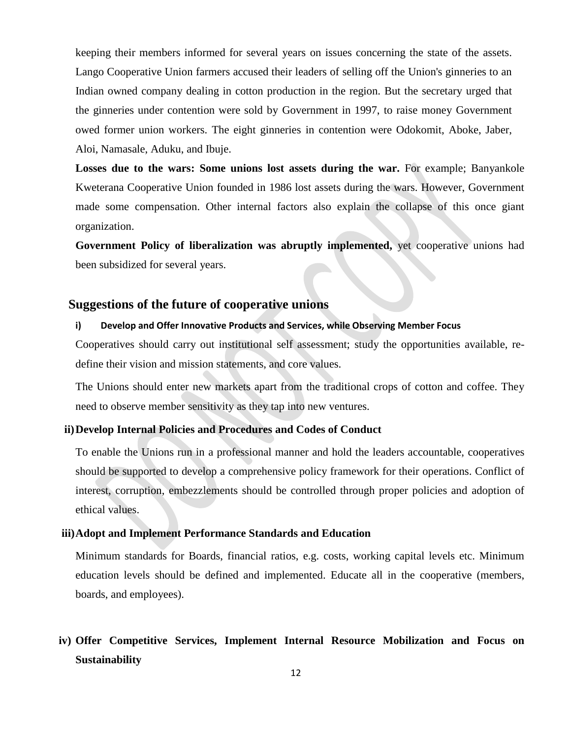keeping their members informed for several years on issues concerning the state of the assets. Lango Cooperative Union farmers accused their leaders of selling off the Union's ginneries to an Indian owned company dealing in cotton production in the region. But the secretary urged that the ginneries under contention were sold by Government in 1997, to raise money Government owed former union workers. The eight ginneries in contention were Odokomit, Aboke, Jaber, Aloi, Namasale, Aduku, and Ibuje.

**Losses due to the wars: Some unions lost assets during the war.** For example; Banyankole Kweterana Cooperative Union founded in 1986 lost assets during the wars. However, Government made some compensation. Other internal factors also explain the collapse of this once giant organization.

**Government Policy of liberalization was abruptly implemented,** yet cooperative unions had been subsidized for several years.

## Suggestions of the future of cooperative unions

**i) Develop and Offer Innovative Products and Services, while Observing Member Focus**

Cooperatives should carry out institutional self assessment; study the opportunities available, re-define their vision and mission statements, and core values.

The Unions should enter new markets apart from the traditional crops of cotton and coffee. They need to observe member sensitivity as they tap into new ventures.

**ii) Develop Internal Policies and Procedures and Codes of Conduct**

To enable the Unions run in a professional manner and hold the leaders accountable, cooperatives should be supported to develop a comprehensive policy framework for their operations. Conflict of interest, corruption, embezzlements should be controlled through proper policies and adoption of ethical values.

**iii) Adopt and Implement Performance Standards and Education**

Minimum standards for Boards, financial ratios, e.g. costs, working capital levels etc. Minimum education levels should be defined and implemented. Educate all in the cooperative (members, boards, and employees).

**iv) Offer Competitive Services, Implement Internal Resource Mobilization and Focus on Sustainability**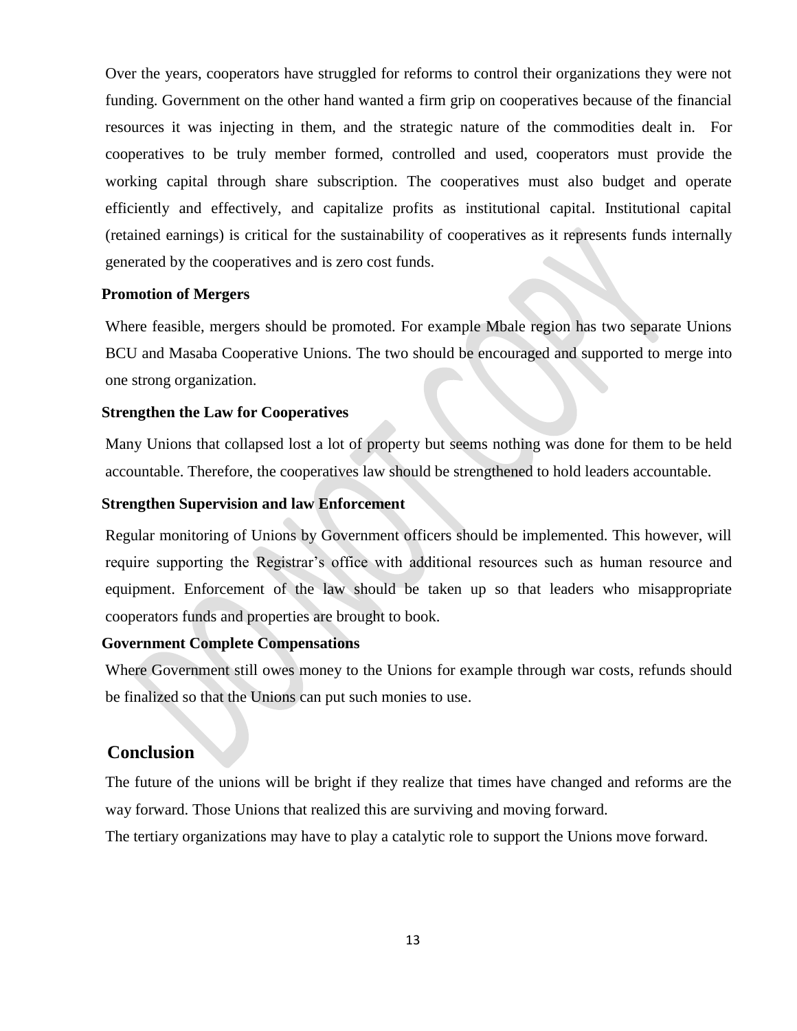Over the years, cooperators have struggled for reforms to control their organizations they were not funding. Government on the other hand wanted a firm grip on cooperatives because of the financial resources it was injecting in them, and the strategic nature of the commodities dealt in. For cooperatives to be truly member formed, controlled and used, cooperators must provide the working capital through share subscription. The cooperatives must also budget and operate efficiently and effectively, and capitalize profits as institutional capital. Institutional capital (retained earnings) is critical for the sustainability of cooperatives as it represents funds internally generated by the cooperatives and is zero cost funds.

**Promotion of Mergers**

Where feasible, mergers should be promoted. For example Mbale region has two separate Unions BCU and Masaba Cooperative Unions. The two should be encouraged and supported to merge into one strong organization.

**Strengthen the Law for Cooperatives**

Many Unions that collapsed lost a lot of property but seems nothing was done for them to be held accountable. Therefore, the cooperatives law should be strengthened to hold leaders accountable.

**Strengthen Supervision and law Enforcement**

Regular monitoring of Unions by Government officers should be implemented. This however, will require supporting the Registrar's office with additional resources such as human resource and equipment. Enforcement of the law should be taken up so that leaders who misappropriate cooperators funds and properties are brought to book.

**Government Complete Compensations**

Where Government still owes money to the Unions for example through war costs, refunds should be finalized so that the Unions can put such monies to use.

## Conclusion

The future of the unions will be bright if they realize that times have changed and reforms are the way forward. Those Unions that realized this are surviving and moving forward.

The tertiary organizations may have to play a catalytic role to support the Unions move forward.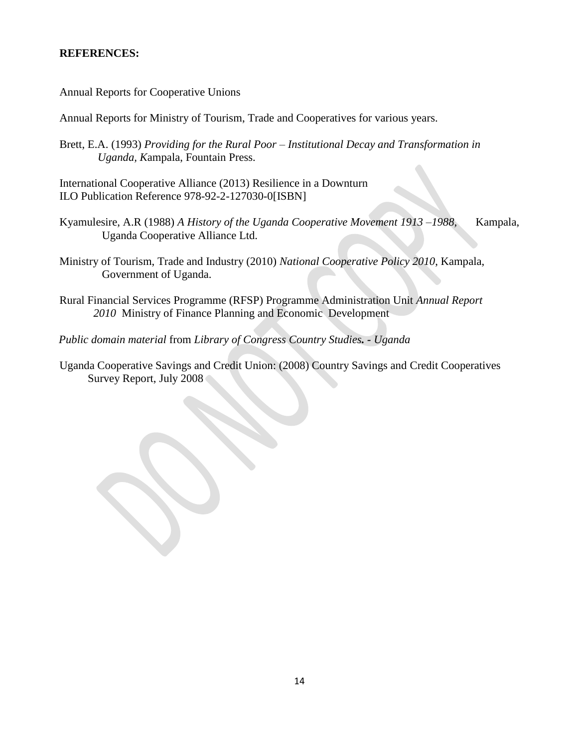**REFERENCES:**

Annual Reports for Cooperative Unions

Annual Reports for Ministry of Tourism, Trade and Cooperatives for various years.

Brett, E.A. (1993) *Providing for the Rural Poor – Institutional Decay and Transformation in Uganda, K*ampala, Fountain Press.

International Cooperative Alliance (2013) Resilience in a Downturn
ILO Publication Reference 978-92-2-127030-0[ISBN]

Kyamulesire, A.R (1988) *A History of the Uganda Cooperative Movement 1913 –1988,* Kampala, Uganda Cooperative Alliance Ltd.

Ministry of Tourism, Trade and Industry (2010) *National Cooperative Policy 2010*, Kampala, Government of Uganda.

Rural Financial Services Programme (RFSP) Programme Administration Unit *Annual Report 2010* Ministry of Finance Planning and Economic Development

*Public domain material* from *Library of Congress Country Studies. - Uganda*

Uganda Cooperative Savings and Credit Union: (2008) Country Savings and Credit Cooperatives Survey Report, July 2008